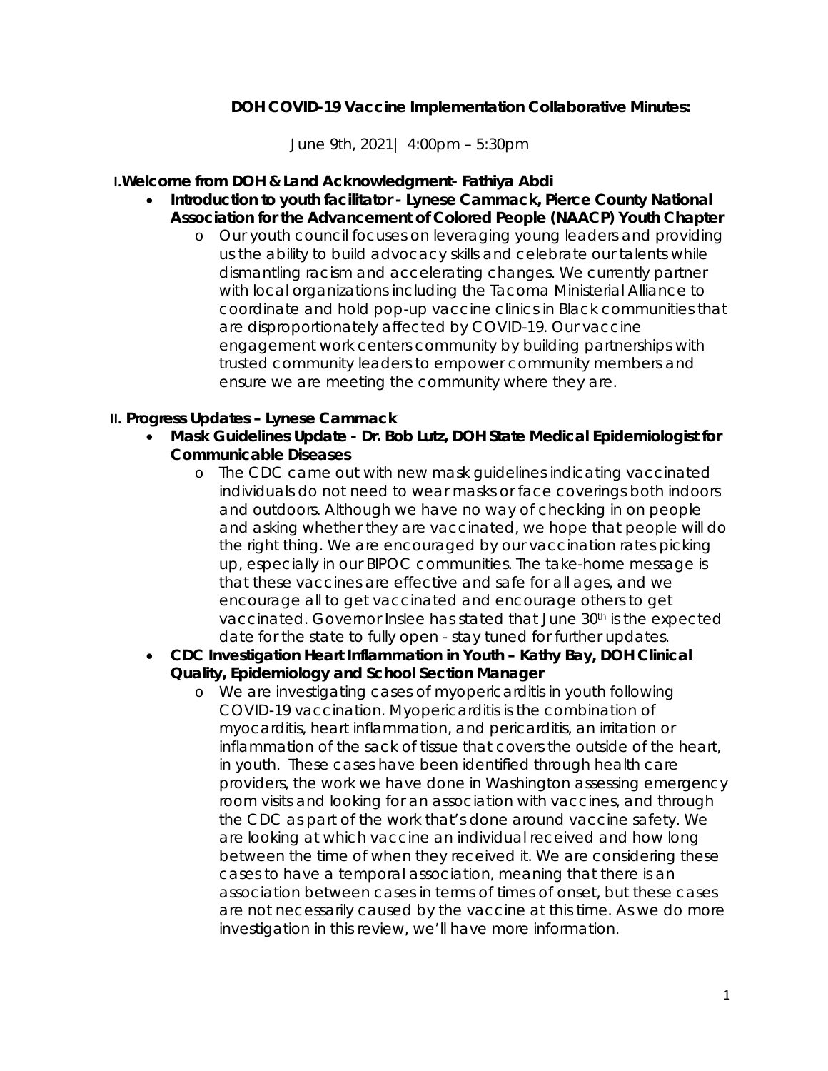# DOH COVID-19 Vaccine Implementation Collaborative Minutes:

June 9th, 2021| 4:00pm – 5:30pm

## I. Welcome from DOH & Land Acknowledgment- Fathiya Abdi

- **Introduction to youth facilitator - Lynese Cammack, Pierce County National Association for the Advancement of Colored People (NAACP) Youth Chapter**
  - Our youth council focuses on leveraging young leaders and providing us the ability to build advocacy skills and celebrate our talents while dismantling racism and accelerating changes. We currently partner with local organizations including the Tacoma Ministerial Alliance to coordinate and hold pop-up vaccine clinics in Black communities that are disproportionately affected by COVID-19. Our vaccine engagement work centers community by building partnerships with trusted community leaders to empower community members and ensure we are meeting the community where they are.

## II. Progress Updates – Lynese Cammack

- **Mask Guidelines Update - Dr. Bob Lutz, DOH State Medical Epidemiologist for Communicable Diseases**
  - The CDC came out with new mask guidelines indicating vaccinated individuals do not need to wear masks or face coverings both indoors and outdoors. Although we have no way of checking in on people and asking whether they are vaccinated, we hope that people will do the right thing. We are encouraged by our vaccination rates picking up, especially in our BIPOC communities. The take-home message is that these vaccines are effective and safe for all ages, and we encourage all to get vaccinated and encourage others to get vaccinated. Governor Inslee has stated that June 30th is the expected date for the state to fully open - stay tuned for further updates.
- **CDC Investigation Heart Inflammation in Youth – Kathy Bay, DOH Clinical Quality, Epidemiology and School Section Manager**
  - We are investigating cases of myopericarditis in youth following COVID-19 vaccination. Myopericarditis is the combination of myocarditis, heart inflammation, and pericarditis, an irritation or inflammation of the sack of tissue that covers the outside of the heart, in youth. These cases have been identified through health care providers, the work we have done in Washington assessing emergency room visits and looking for an association with vaccines, and through the CDC as part of the work that's done around vaccine safety. We are looking at which vaccine an individual received and how long between the time of when they received it. We are considering these cases to have a temporal association, meaning that there is an association between cases in terms of times of onset, but these cases are not necessarily caused by the vaccine at this time. As we do more investigation in this review, we'll have more information.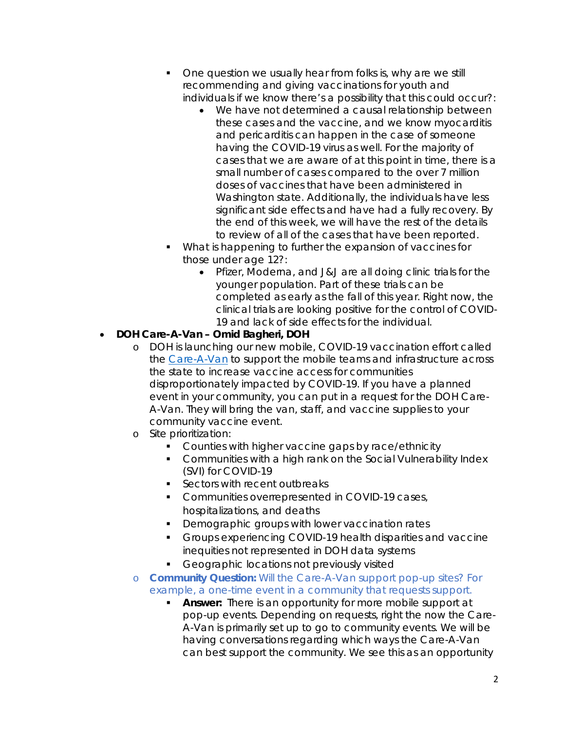- One question we usually hear from folks is, why are we still recommending and giving vaccinations for youth and individuals if we know there's a possibility that this could occur?:
            - We have not determined a causal relationship between these cases and the vaccine, and we know myocarditis and pericarditis can happen in the case of someone having the COVID-19 virus as well. For the majority of cases that we are aware of at this point in time, there is a small number of cases compared to the over 7 million doses of vaccines that have been administered in Washington state. Additionally, the individuals have less significant side effects and have had a fully recovery. By the end of this week, we will have the rest of the details to review of all of the cases that have been reported.
        - What is happening to further the expansion of vaccines for those under age 12?:
            - Pfizer, Moderna, and J&J are all doing clinic trials for the younger population. Part of these trials can be completed as early as the fall of this year. Right now, the clinical trials are looking positive for the control of COVID-19 and lack of side effects for the individual.

- **DOH Care-A-Van – Omid Bagheri, DOH**
    - DOH is launching our new mobile, COVID-19 vaccination effort called the [Care-A-Van]() to support the mobile teams and infrastructure across the state to increase vaccine access for communities disproportionately impacted by COVID-19. If you have a planned event in your community, you can put in a request for the DOH Care-A-Van. They will bring the van, staff, and vaccine supplies to your community vaccine event.
    - Site prioritization:
        - Counties with higher vaccine gaps by race/ethnicity
        - Communities with a high rank on the Social Vulnerability Index (SVI) for COVID-19
        - Sectors with recent outbreaks
        - Communities overrepresented in COVID-19 cases, hospitalizations, and deaths
        - Demographic groups with lower vaccination rates
        - Groups experiencing COVID-19 health disparities and vaccine inequities not represented in DOH data systems
        - Geographic locations not previously visited
    - **Community Question:** Will the Care-A-Van support pop-up sites? For example, a one-time event in a community that requests support.
        - **Answer:** There is an opportunity for more mobile support at pop-up events. Depending on requests, right the now the Care-A-Van is primarily set up to go to community events. We will be having conversations regarding which ways the Care-A-Van can best support the community. We see this as an opportunity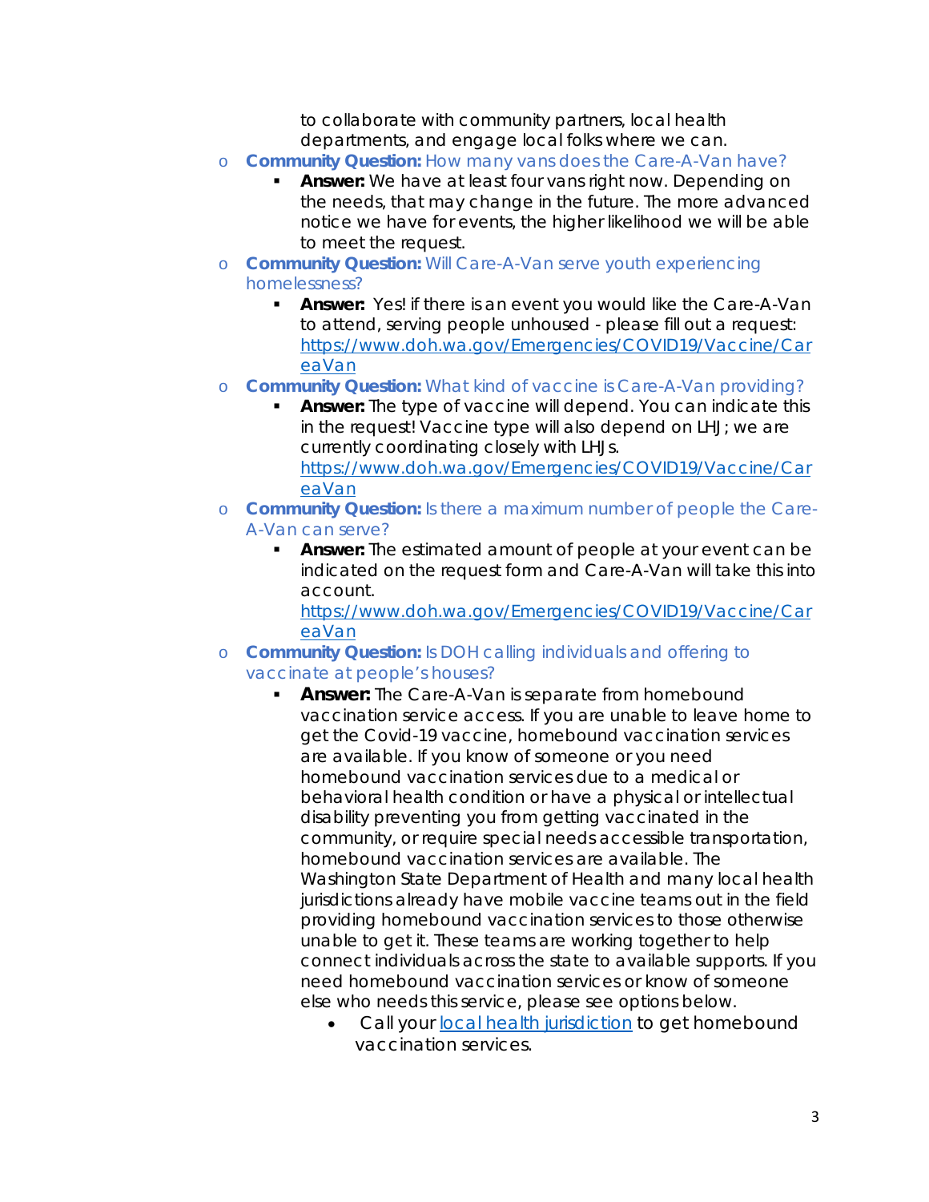to collaborate with community partners, local health departments, and engage local folks where we can.

- **Community Question:** How many vans does the Care-A-Van have?
  - **Answer:** We have at least four vans right now. Depending on the needs, that may change in the future. The more advanced notice we have for events, the higher likelihood we will be able to meet the request.
- **Community Question:** Will Care-A-Van serve youth experiencing homelessness?
  - **Answer:** Yes! if there is an event you would like the Care-A-Van to attend, serving people unhoused - please fill out a request: [https://www.doh.wa.gov/Emergencies/COVID19/Vaccine/CareaVan](https://www.doh.wa.gov/Emergencies/COVID19/Vaccine/CareaVan)
- **Community Question:** What kind of vaccine is Care-A-Van providing?
  - **Answer:** The type of vaccine will depend. You can indicate this in the request! Vaccine type will also depend on LHJ; we are currently coordinating closely with LHJs. [https://www.doh.wa.gov/Emergencies/COVID19/Vaccine/CareaVan](https://www.doh.wa.gov/Emergencies/COVID19/Vaccine/CareaVan)
- **Community Question:** Is there a maximum number of people the Care-A-Van can serve?
  - **Answer:** The estimated amount of people at your event can be indicated on the request form and Care-A-Van will take this into account. [https://www.doh.wa.gov/Emergencies/COVID19/Vaccine/CareaVan](https://www.doh.wa.gov/Emergencies/COVID19/Vaccine/CareaVan)
- **Community Question:** Is DOH calling individuals and offering to vaccinate at people's houses?
  - **Answer:** The Care-A-Van is separate from homebound vaccination service access. If you are unable to leave home to get the Covid-19 vaccine, homebound vaccination services are available. If you know of someone or you need homebound vaccination services due to a medical or behavioral health condition or have a physical or intellectual disability preventing you from getting vaccinated in the community, or require special needs accessible transportation, homebound vaccination services are available. The Washington State Department of Health and many local health jurisdictions already have mobile vaccine teams out in the field providing homebound vaccination services to those otherwise unable to get it. These teams are working together to help connect individuals across the state to available supports. If you need homebound vaccination services or know of someone else who needs this service, please see options below.
    - Call your local health jurisdiction to get homebound vaccination services.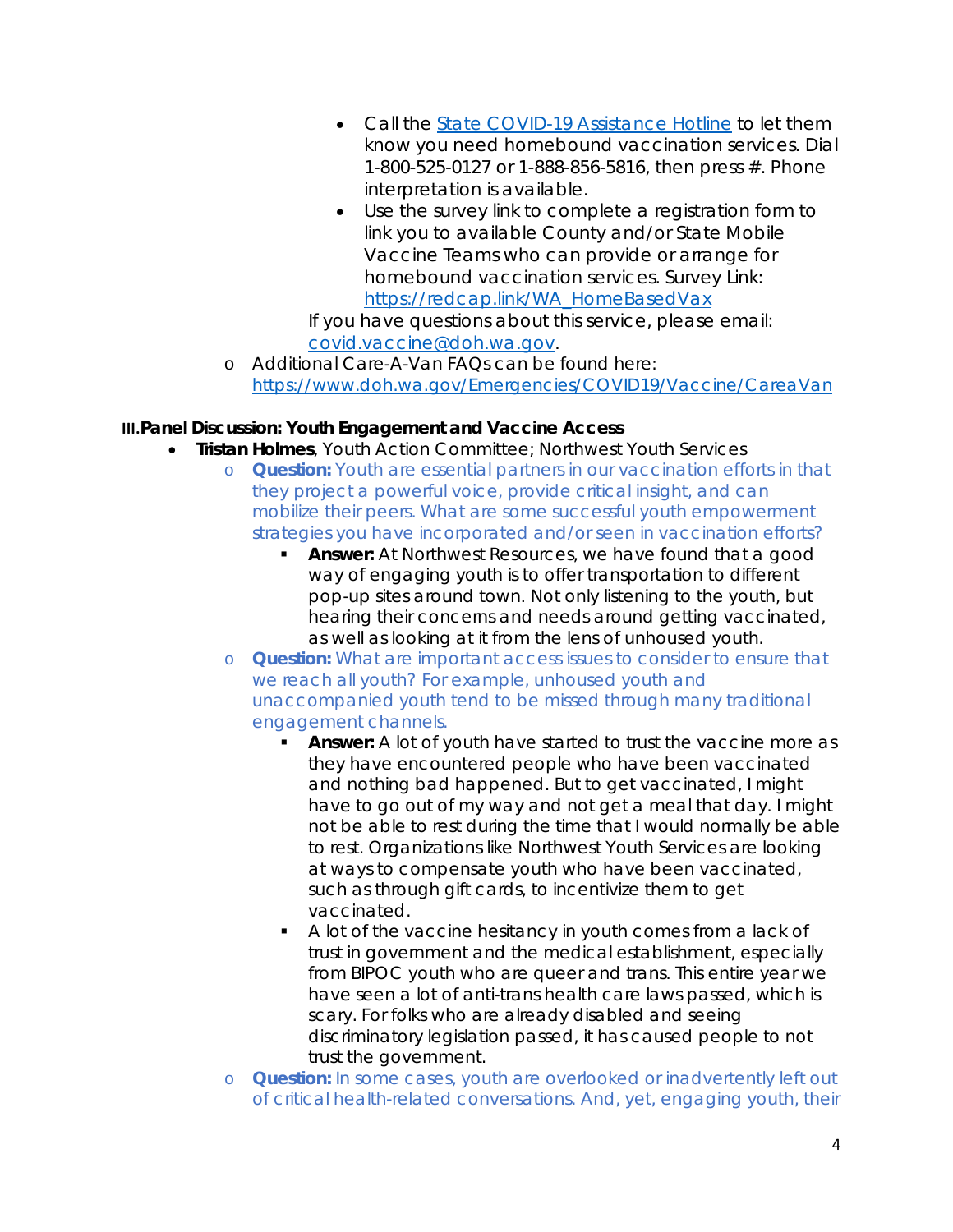- Call the [State COVID-19 Assistance Hotline](#) to let them know you need homebound vaccination services. Dial 1-800-525-0127 or 1-888-856-5816, then press #. Phone interpretation is available.
- Use the survey link to complete a registration form to link you to available County and/or State Mobile Vaccine Teams who can provide or arrange for homebound vaccination services. Survey Link: [https://redcap.link/WA_HomeBasedVax](https://redcap.link/WA_HomeBasedVax)

  If you have questions about this service, please email: [covid.vaccine@doh.wa.gov](mailto:covid.vaccine@doh.wa.gov).

  - Additional Care-A-Van FAQs can be found here: [https://www.doh.wa.gov/Emergencies/COVID19/Vaccine/CareaVan](https://www.doh.wa.gov/Emergencies/COVID19/Vaccine/CareaVan)

## III. Panel Discussion: Youth Engagement and Vaccine Access

- **Tristan Holmes**, Youth Action Committee; Northwest Youth Services
  - **Question:** Youth are essential partners in our vaccination efforts in that they project a powerful voice, provide critical insight, and can mobilize their peers. What are some successful youth empowerment strategies you have incorporated and/or seen in vaccination efforts?
    - **Answer:** At Northwest Resources, we have found that a good way of engaging youth is to offer transportation to different pop-up sites around town. Not only listening to the youth, but hearing their concerns and needs around getting vaccinated, as well as looking at it from the lens of unhoused youth.
  - **Question:** What are important access issues to consider to ensure that we reach all youth? For example, unhoused youth and unaccompanied youth tend to be missed through many traditional engagement channels.
    - **Answer:** A lot of youth have started to trust the vaccine more as they have encountered people who have been vaccinated and nothing bad happened. But to get vaccinated, I might have to go out of my way and not get a meal that day. I might not be able to rest during the time that I would normally be able to rest. Organizations like Northwest Youth Services are looking at ways to compensate youth who have been vaccinated, such as through gift cards, to incentivize them to get vaccinated.
    - A lot of the vaccine hesitancy in youth comes from a lack of trust in government and the medical establishment, especially from BIPOC youth who are queer and trans. This entire year we have seen a lot of anti-trans health care laws passed, which is scary. For folks who are already disabled and seeing discriminatory legislation passed, it has caused people to not trust the government.
  - **Question:** In some cases, youth are overlooked or inadvertently left out of critical health-related conversations. And, yet, engaging youth, their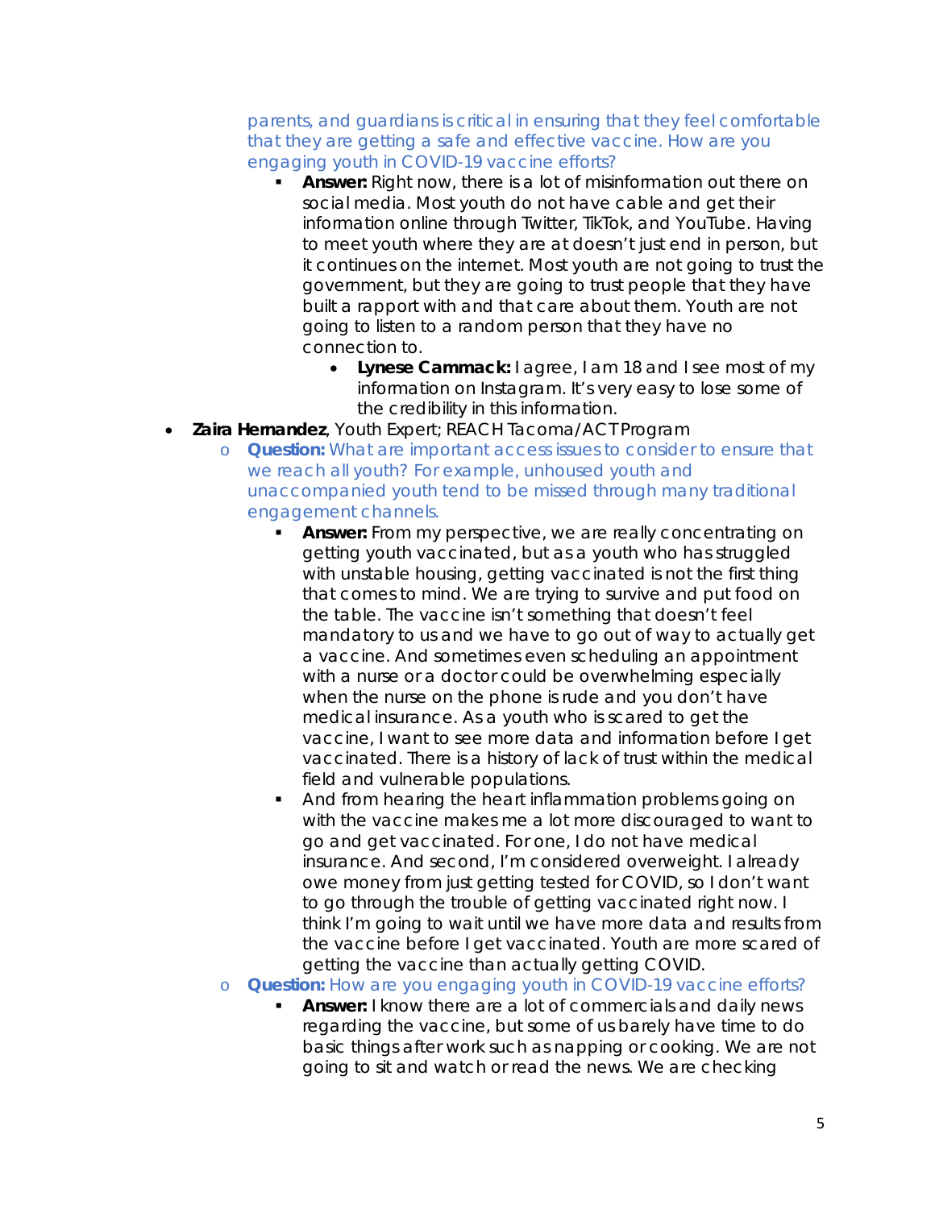parents, and guardians is critical in ensuring that they feel comfortable that they are getting a safe and effective vaccine. How are you engaging youth in COVID-19 vaccine efforts?

- **Answer:** Right now, there is a lot of misinformation out there on social media. Most youth do not have cable and get their information online through Twitter, TikTok, and YouTube. Having to meet youth where they are at doesn't just end in person, but it continues on the internet. Most youth are not going to trust the government, but they are going to trust people that they have built a rapport with and that care about them. Youth are not going to listen to a random person that they have no connection to.
  - **Lynese Cammack:** I agree, I am 18 and I see most of my information on Instagram. It's very easy to lose some of the credibility in this information.

- **Zaira Hernandez**, Youth Expert; REACH Tacoma/ACT Program
  - **Question:** What are important access issues to consider to ensure that we reach all youth? For example, unhoused youth and unaccompanied youth tend to be missed through many traditional engagement channels.
    - **Answer:** From my perspective, we are really concentrating on getting youth vaccinated, but as a youth who has struggled with unstable housing, getting vaccinated is not the first thing that comes to mind. We are trying to survive and put food on the table. The vaccine isn't something that doesn't feel mandatory to us and we have to go out of way to actually get a vaccine. And sometimes even scheduling an appointment with a nurse or a doctor could be overwhelming especially when the nurse on the phone is rude and you don't have medical insurance. As a youth who is scared to get the vaccine, I want to see more data and information before I get vaccinated. There is a history of lack of trust within the medical field and vulnerable populations.
    - And from hearing the heart inflammation problems going on with the vaccine makes me a lot more discouraged to want to go and get vaccinated. For one, I do not have medical insurance. And second, I'm considered overweight. I already owe money from just getting tested for COVID, so I don't want to go through the trouble of getting vaccinated right now. I think I'm going to wait until we have more data and results from the vaccine before I get vaccinated. Youth are more scared of getting the vaccine than actually getting COVID.
  - **Question:** How are you engaging youth in COVID-19 vaccine efforts?
    - **Answer:** I know there are a lot of commercials and daily news regarding the vaccine, but some of us barely have time to do basic things after work such as napping or cooking. We are not going to sit and watch or read the news. We are checking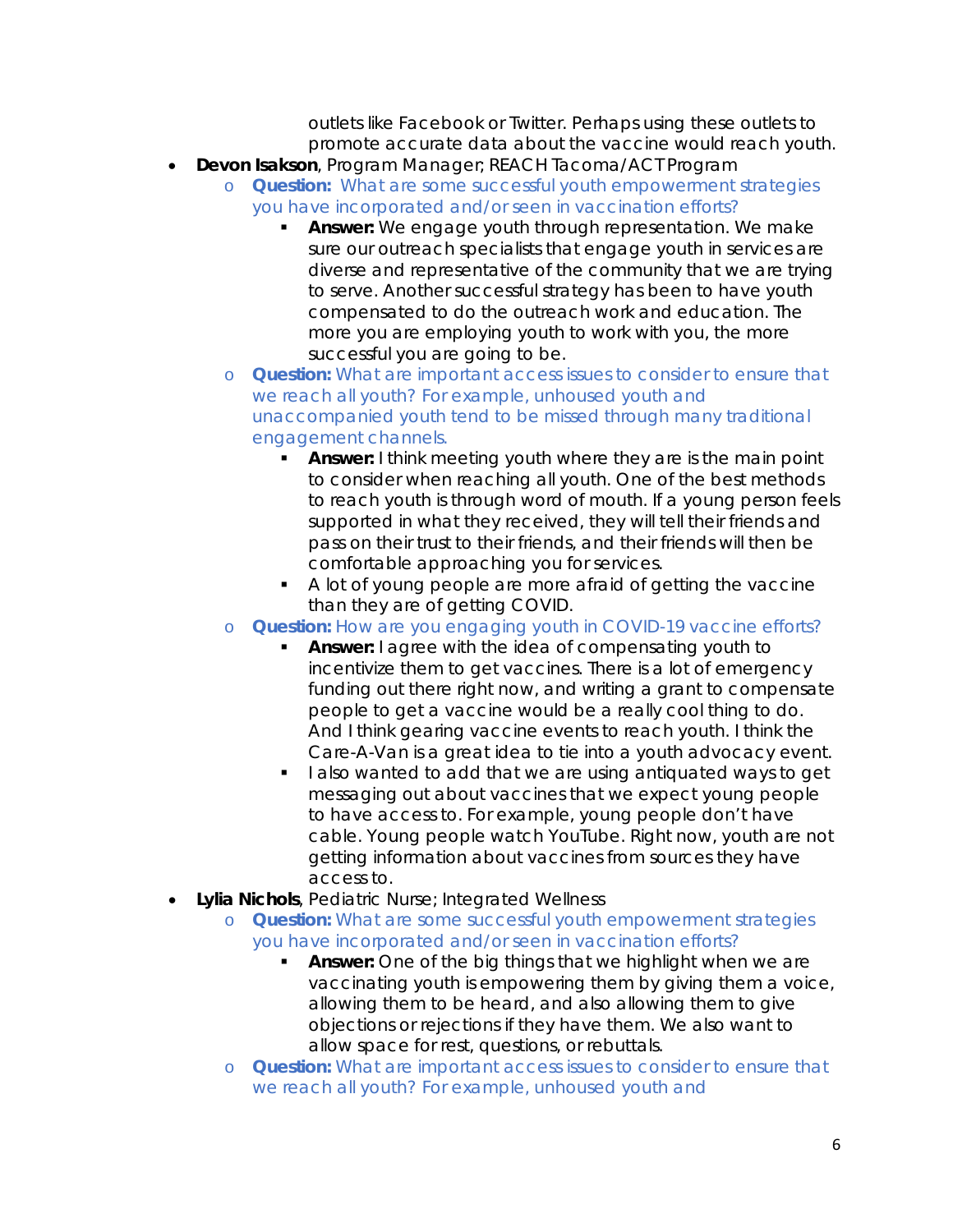outlets like Facebook or Twitter. Perhaps using these outlets to promote accurate data about the vaccine would reach youth.

- **Devon Isakson**, Program Manager; REACH Tacoma/ACT Program
  - **Question:** What are some successful youth empowerment strategies you have incorporated and/or seen in vaccination efforts?
    - **Answer:** We engage youth through representation. We make sure our outreach specialists that engage youth in services are diverse and representative of the community that we are trying to serve. Another successful strategy has been to have youth compensated to do the outreach work and education. The more you are employing youth to work with you, the more successful you are going to be.
  - **Question:** What are important access issues to consider to ensure that we reach all youth? For example, unhoused youth and unaccompanied youth tend to be missed through many traditional engagement channels.
    - **Answer:** I think meeting youth where they are is the main point to consider when reaching all youth. One of the best methods to reach youth is through word of mouth. If a young person feels supported in what they received, they will tell their friends and pass on their trust to their friends, and their friends will then be comfortable approaching you for services.
    - A lot of young people are more afraid of getting the vaccine than they are of getting COVID.
  - **Question:** How are you engaging youth in COVID-19 vaccine efforts?
    - **Answer:** I agree with the idea of compensating youth to incentivize them to get vaccines. There is a lot of emergency funding out there right now, and writing a grant to compensate people to get a vaccine would be a really cool thing to do. And I think gearing vaccine events to reach youth. I think the Care-A-Van is a great idea to tie into a youth advocacy event.
    - I also wanted to add that we are using antiquated ways to get messaging out about vaccines that we expect young people to have access to. For example, young people don't have cable. Young people watch YouTube. Right now, youth are not getting information about vaccines from sources they have access to.
- **Lylia Nichols**, Pediatric Nurse; Integrated Wellness
  - **Question:** What are some successful youth empowerment strategies you have incorporated and/or seen in vaccination efforts?
    - **Answer:** One of the big things that we highlight when we are vaccinating youth is empowering them by giving them a voice, allowing them to be heard, and also allowing them to give objections or rejections if they have them. We also want to allow space for rest, questions, or rebuttals.
  - **Question:** What are important access issues to consider to ensure that we reach all youth? For example, unhoused youth and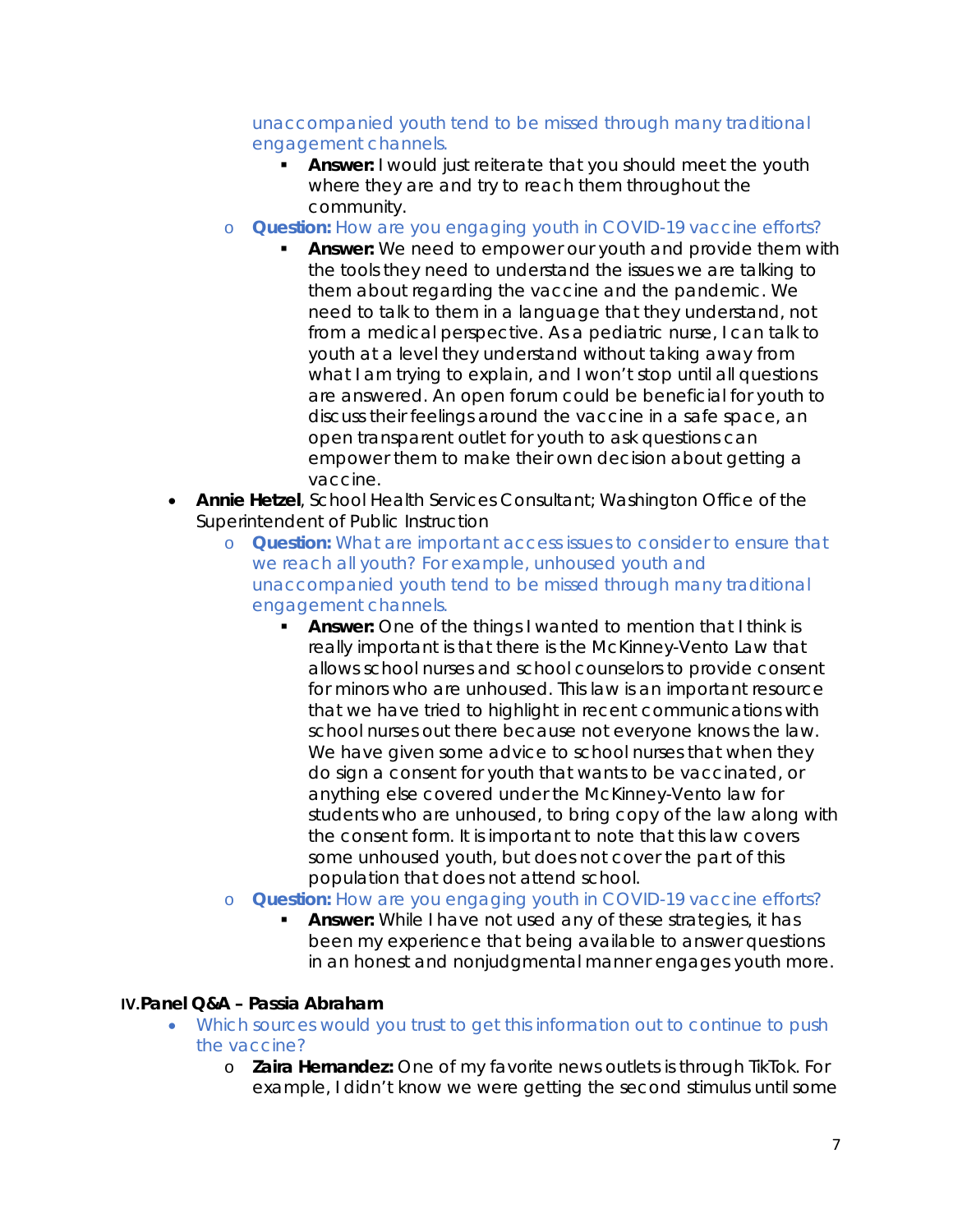unaccompanied youth tend to be missed through many traditional engagement channels.

    - **Answer:** I would just reiterate that you should meet the youth where they are and try to reach them throughout the community.

  - **Question:** How are you engaging youth in COVID-19 vaccine efforts?
    - **Answer:** We need to empower our youth and provide them with the tools they need to understand the issues we are talking to them about regarding the vaccine and the pandemic. We need to talk to them in a language that they understand, not from a medical perspective. As a pediatric nurse, I can talk to youth at a level they understand without taking away from what I am trying to explain, and I won't stop until all questions are answered. An open forum could be beneficial for youth to discuss their feelings around the vaccine in a safe space, an open transparent outlet for youth to ask questions can empower them to make their own decision about getting a vaccine.

- **Annie Hetzel**, School Health Services Consultant; Washington Office of the Superintendent of Public Instruction
  - **Question:** What are important access issues to consider to ensure that we reach all youth? For example, unhoused youth and unaccompanied youth tend to be missed through many traditional engagement channels.
    - **Answer:** One of the things I wanted to mention that I think is really important is that there is the McKinney-Vento Law that allows school nurses and school counselors to provide consent for minors who are unhoused. This law is an important resource that we have tried to highlight in recent communications with school nurses out there because not everyone knows the law. We have given some advice to school nurses that when they do sign a consent for youth that wants to be vaccinated, or anything else covered under the McKinney-Vento law for students who are unhoused, to bring copy of the law along with the consent form. It is important to note that this law covers some unhoused youth, but does not cover the part of this population that does not attend school.
  - **Question:** How are you engaging youth in COVID-19 vaccine efforts?
    - **Answer:** While I have not used any of these strategies, it has been my experience that being available to answer questions in an honest and nonjudgmental manner engages youth more.

## IV. Panel Q&A – Passia Abraham

- Which sources would you trust to get this information out to continue to push the vaccine?
  - **Zaira Hernandez:** One of my favorite news outlets is through TikTok. For example, I didn't know we were getting the second stimulus until some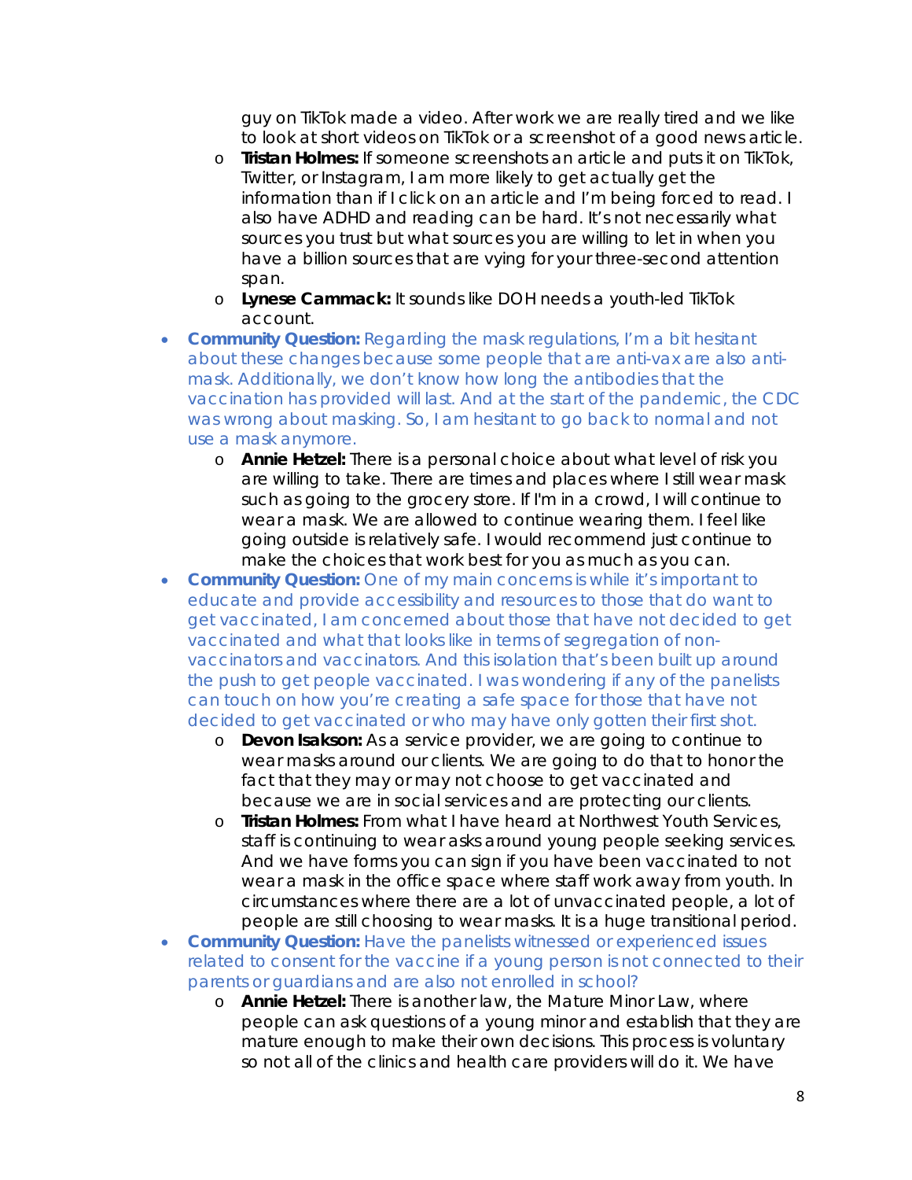guy on TikTok made a video. After work we are really tired and we like to look at short videos on TikTok or a screenshot of a good news article.
    - **Tristan Holmes:** If someone screenshots an article and puts it on TikTok, Twitter, or Instagram, I am more likely to get actually get the information than if I click on an article and I'm being forced to read. I also have ADHD and reading can be hard. It's not necessarily what sources you trust but what sources you are willing to let in when you have a billion sources that are vying for your three-second attention span.
    - **Lynese Cammack:** It sounds like DOH needs a youth-led TikTok account.
- **Community Question:** Regarding the mask regulations, I'm a bit hesitant about these changes because some people that are anti-vax are also anti-mask. Additionally, we don't know how long the antibodies that the vaccination has provided will last. And at the start of the pandemic, the CDC was wrong about masking. So, I am hesitant to go back to normal and not use a mask anymore.
    - **Annie Hetzel:** There is a personal choice about what level of risk you are willing to take. There are times and places where I still wear mask such as going to the grocery store. If I'm in a crowd, I will continue to wear a mask. We are allowed to continue wearing them. I feel like going outside is relatively safe. I would recommend just continue to make the choices that work best for you as much as you can.
- **Community Question:** One of my main concerns is while it's important to educate and provide accessibility and resources to those that do want to get vaccinated, I am concerned about those that have not decided to get vaccinated and what that looks like in terms of segregation of non-vaccinators and vaccinators. And this isolation that's been built up around the push to get people vaccinated. I was wondering if any of the panelists can touch on how you're creating a safe space for those that have not decided to get vaccinated or who may have only gotten their first shot.
    - **Devon Isakson:** As a service provider, we are going to continue to wear masks around our clients. We are going to do that to honor the fact that they may or may not choose to get vaccinated and because we are in social services and are protecting our clients.
    - **Tristan Holmes:** From what I have heard at Northwest Youth Services, staff is continuing to wear asks around young people seeking services. And we have forms you can sign if you have been vaccinated to not wear a mask in the office space where staff work away from youth. In circumstances where there are a lot of unvaccinated people, a lot of people are still choosing to wear masks. It is a huge transitional period.
- **Community Question:** Have the panelists witnessed or experienced issues related to consent for the vaccine if a young person is not connected to their parents or guardians and are also not enrolled in school?
    - **Annie Hetzel:** There is another law, the Mature Minor Law, where people can ask questions of a young minor and establish that they are mature enough to make their own decisions. This process is voluntary so not all of the clinics and health care providers will do it. We have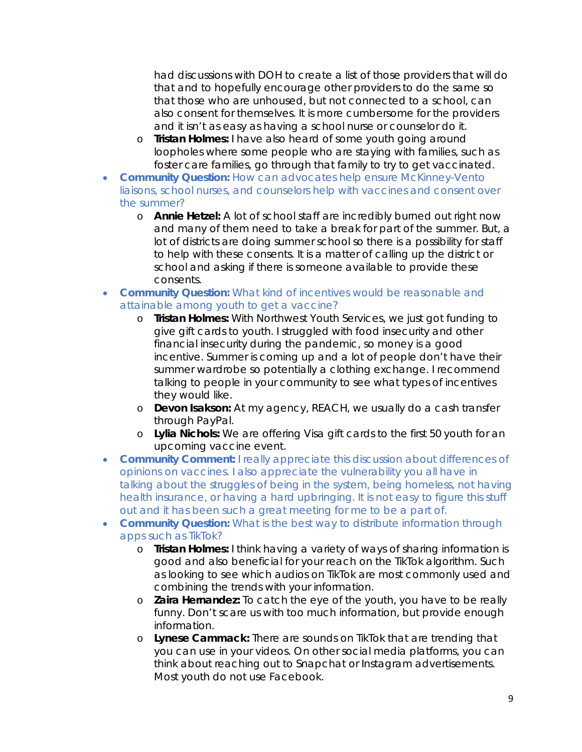had discussions with DOH to create a list of those providers that will do that and to hopefully encourage other providers to do the same so that those who are unhoused, but not connected to a school, can also consent for themselves. It is more cumbersome for the providers and it isn't as easy as having a school nurse or counselor do it.

  - **Tristan Holmes:** I have also heard of some youth going around loopholes where some people who are staying with families, such as foster care families, go through that family to try to get vaccinated.

- **Community Question:** How can advocates help ensure McKinney-Vento liaisons, school nurses, and counselors help with vaccines and consent over the summer?
  - **Annie Hetzel:** A lot of school staff are incredibly burned out right now and many of them need to take a break for part of the summer. But, a lot of districts are doing summer school so there is a possibility for staff to help with these consents. It is a matter of calling up the district or school and asking if there is someone available to provide these consents.
- **Community Question:** What kind of incentives would be reasonable and attainable among youth to get a vaccine?
  - **Tristan Holmes:** With Northwest Youth Services, we just got funding to give gift cards to youth. I struggled with food insecurity and other financial insecurity during the pandemic, so money is a good incentive. Summer is coming up and a lot of people don't have their summer wardrobe so potentially a clothing exchange. I recommend talking to people in your community to see what types of incentives they would like.
  - **Devon Isakson:** At my agency, REACH, we usually do a cash transfer through PayPal.
  - **Lylia Nichols:** We are offering Visa gift cards to the first 50 youth for an upcoming vaccine event.
- **Community Comment:** I really appreciate this discussion about differences of opinions on vaccines. I also appreciate the vulnerability you all have in talking about the struggles of being in the system, being homeless, not having health insurance, or having a hard upbringing. It is not easy to figure this stuff out and it has been such a great meeting for me to be a part of.
- **Community Question:** What is the best way to distribute information through apps such as TikTok?
  - **Tristan Holmes:** I think having a variety of ways of sharing information is good and also beneficial for your reach on the TikTok algorithm. Such as looking to see which audios on TikTok are most commonly used and combining the trends with your information.
  - **Zaira Hernandez:** To catch the eye of the youth, you have to be really funny. Don't scare us with too much information, but provide enough information.
  - **Lynese Cammack:** There are sounds on TikTok that are trending that you can use in your videos. On other social media platforms, you can think about reaching out to Snapchat or Instagram advertisements. Most youth do not use Facebook.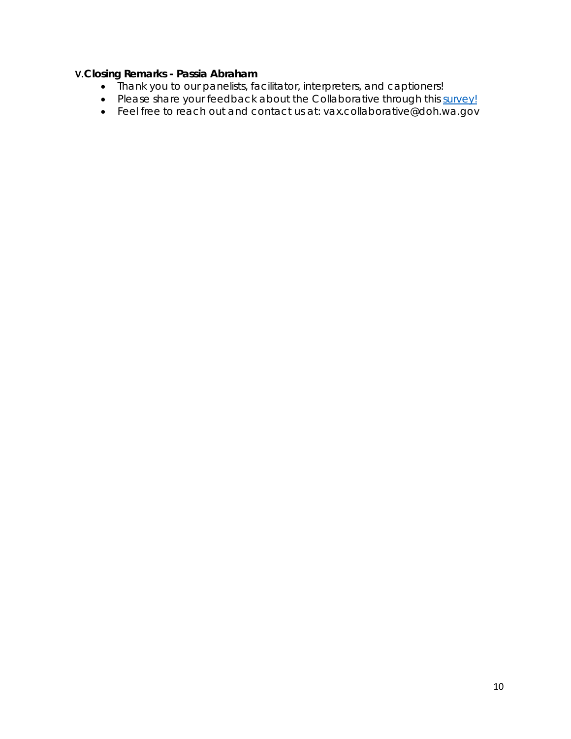V. **Closing Remarks - Passia Abraham**

- Thank you to our panelists, facilitator, interpreters, and captioners!
- Please share your feedback about the Collaborative through this survey!
- Feel free to reach out and contact us at: vax.collaborative@doh.wa.gov